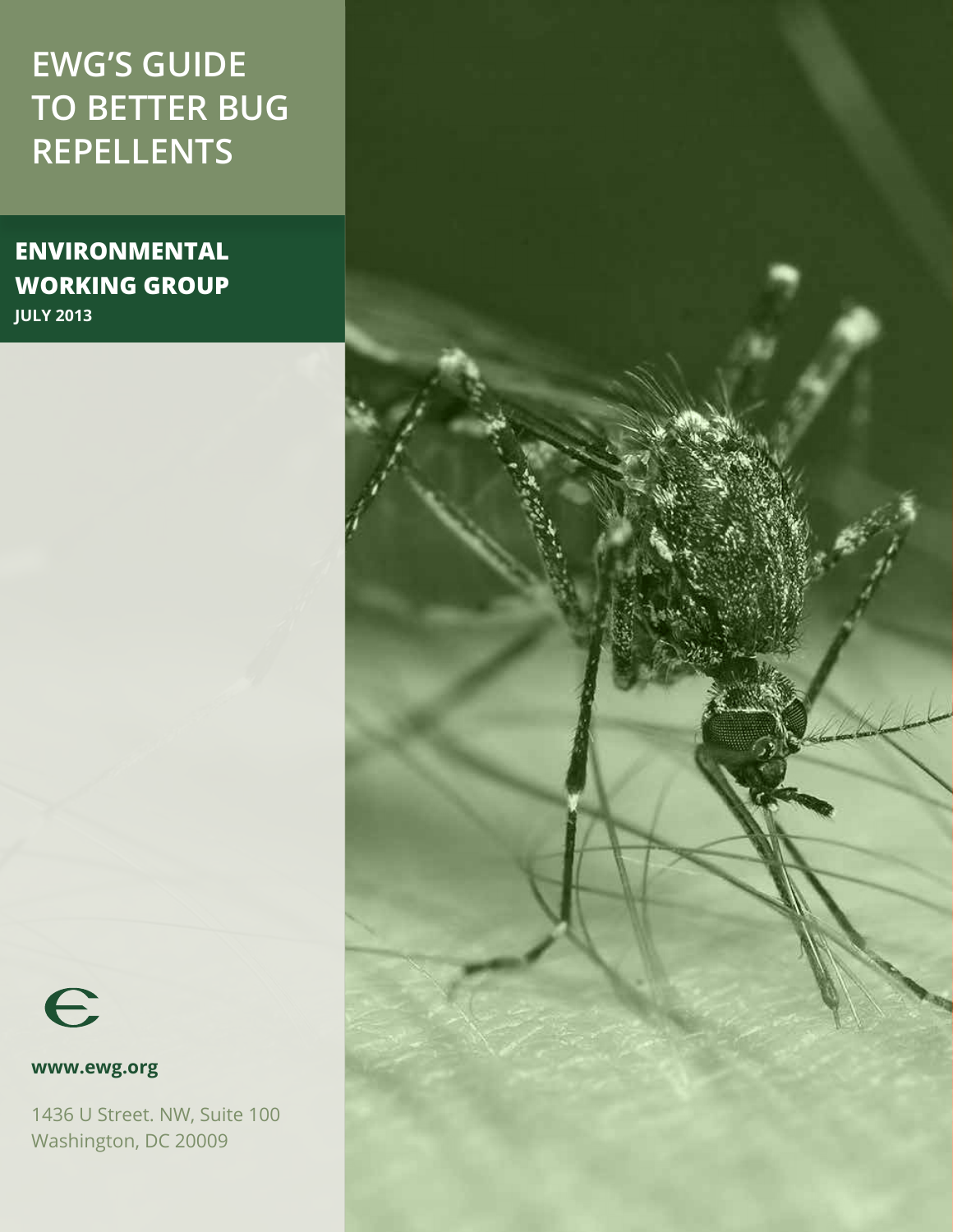# EWG'S GUIDE TO BETTER BUG REPELLENTS

**ENVIRONMENTAL WORKING GROUP**

**JULY 2013**

**www.ewg.org**

1436 U Street. NW, Suite 100
Washington, DC 20009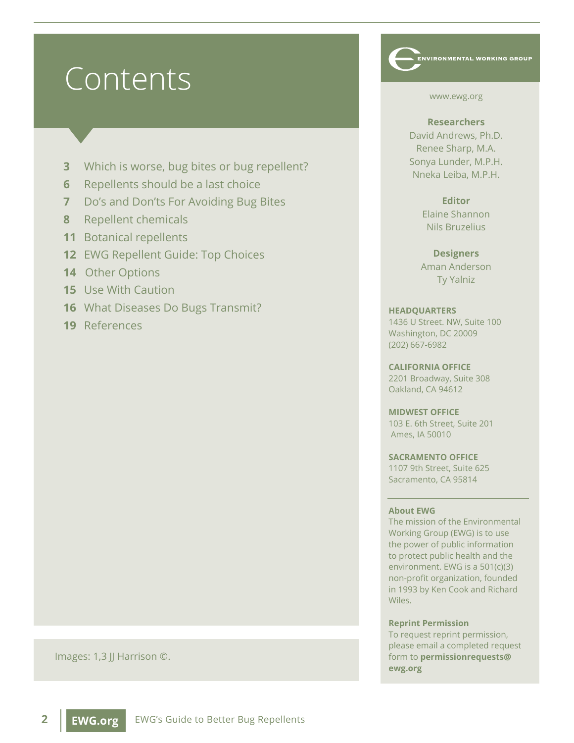# Contents

- **3** Which is worse, bug bites or bug repellent?
- **6** Repellents should be a last choice
- **7** Do's and Don'ts For Avoiding Bug Bites
- **8** Repellent chemicals
- **11** Botanical repellents
- **12** EWG Repellent Guide: Top Choices
- **14** Other Options
- **15** Use With Caution
- **16** What Diseases Do Bugs Transmit?
- **19** References

Images: 1,3 JJ Harrison ©.

ENVIRONMENTAL WORKING GROUP

www.ewg.org

**Researchers**
David Andrews, Ph.D.
Renee Sharp, M.A.
Sonya Lunder, M.P.H.
Nneka Leiba, M.P.H.

**Editor**
Elaine Shannon
Nils Bruzelius

**Designers**
Aman Anderson
Ty Yalniz

**HEADQUARTERS**
1436 U Street. NW, Suite 100
Washington, DC 20009
(202) 667-6982

**CALIFORNIA OFFICE**
2201 Broadway, Suite 308
Oakland, CA 94612

**MIDWEST OFFICE**
103 E. 6th Street, Suite 201
Ames, IA 50010

**SACRAMENTO OFFICE**
1107 9th Street, Suite 625
Sacramento, CA 95814

**About EWG**
The mission of the Environmental Working Group (EWG) is to use the power of public information to protect public health and the environment. EWG is a 501(c)(3) non-profit organization, founded in 1993 by Ken Cook and Richard Wiles.

**Reprint Permission**
To request reprint permission, please email a completed request form to **permissionrequests@ewg.org**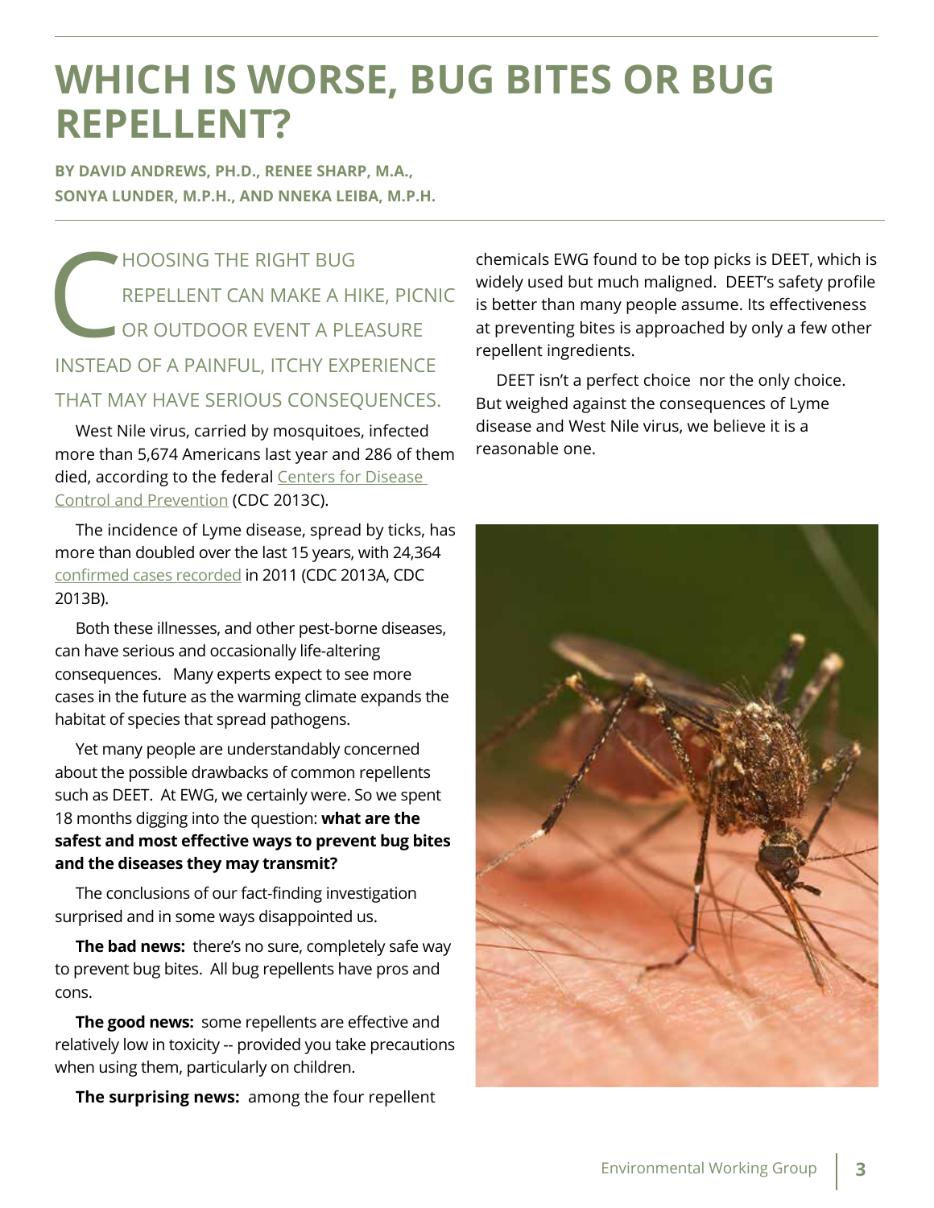# WHICH IS WORSE, BUG BITES OR BUG REPELLENT?

**BY DAVID ANDREWS, PH.D., RENEE SHARP, M.A., SONYA LUNDER, M.P.H., AND NNEKA LEIBA, M.P.H.**

CHOOSING THE RIGHT BUG REPELLENT CAN MAKE A HIKE, PICNIC OR OUTDOOR EVENT A PLEASURE INSTEAD OF A PAINFUL, ITCHY EXPERIENCE THAT MAY HAVE SERIOUS CONSEQUENCES.

West Nile virus, carried by mosquitoes, infected more than 5,674 Americans last year and 286 of them died, according to the federal Centers for Disease Control and Prevention (CDC 2013C).

The incidence of Lyme disease, spread by ticks, has more than doubled over the last 15 years, with 24,364 confirmed cases recorded in 2011 (CDC 2013A, CDC 2013B).

Both these illnesses, and other pest-borne diseases, can have serious and occasionally life-altering consequences. Many experts expect to see more cases in the future as the warming climate expands the habitat of species that spread pathogens.

Yet many people are understandably concerned about the possible drawbacks of common repellents such as DEET. At EWG, we certainly were. So we spent 18 months digging into the question: **what are the safest and most effective ways to prevent bug bites and the diseases they may transmit?**

The conclusions of our fact-finding investigation surprised and in some ways disappointed us.

**The bad news:** there's no sure, completely safe way to prevent bug bites. All bug repellents have pros and cons.

**The good news:** some repellents are effective and relatively low in toxicity -- provided you take precautions when using them, particularly on children.

**The surprising news:** among the four repellent chemicals EWG found to be top picks is DEET, which is widely used but much maligned. DEET's safety profile is better than many people assume. Its effectiveness at preventing bites is approached by only a few other repellent ingredients.

DEET isn't a perfect choice nor the only choice. But weighed against the consequences of Lyme disease and West Nile virus, we believe it is a reasonable one.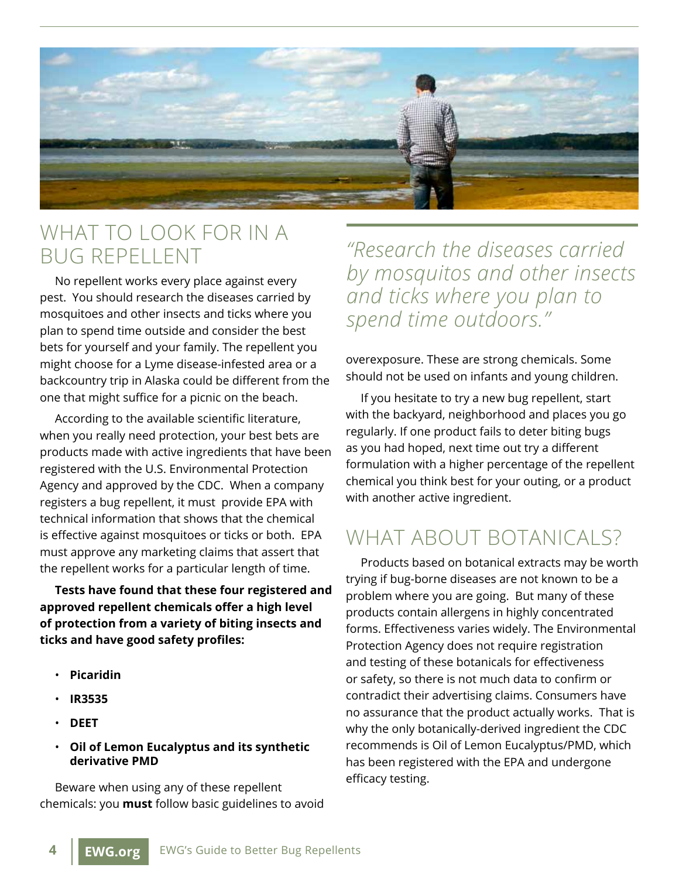## WHAT TO LOOK FOR IN A BUG REPELLENT

No repellent works every place against every pest. You should research the diseases carried by mosquitoes and other insects and ticks where you plan to spend time outside and consider the best bets for yourself and your family. The repellent you might choose for a Lyme disease-infested area or a backcountry trip in Alaska could be different from the one that might suffice for a picnic on the beach.

According to the available scientific literature, when you really need protection, your best bets are products made with active ingredients that have been registered with the U.S. Environmental Protection Agency and approved by the CDC. When a company registers a bug repellent, it must provide EPA with technical information that shows that the chemical is effective against mosquitoes or ticks or both. EPA must approve any marketing claims that assert that the repellent works for a particular length of time.

**Tests have found that these four registered and approved repellent chemicals offer a high level of protection from a variety of biting insects and ticks and have good safety profiles:**

- **Picaridin**
- **IR3535**
- **DEET**
- **Oil of Lemon Eucalyptus and its synthetic derivative PMD**

Beware when using any of these repellent chemicals: you **must** follow basic guidelines to avoid overexposure. These are strong chemicals. Some should not be used on infants and young children.

*"Research the diseases carried by mosquitos and other insects and ticks where you plan to spend time outdoors."*

If you hesitate to try a new bug repellent, start with the backyard, neighborhood and places you go regularly. If one product fails to deter biting bugs as you had hoped, next time out try a different formulation with a higher percentage of the repellent chemical you think best for your outing, or a product with another active ingredient.

## WHAT ABOUT BOTANICALS?

Products based on botanical extracts may be worth trying if bug-borne diseases are not known to be a problem where you are going. But many of these products contain allergens in highly concentrated forms. Effectiveness varies widely. The Environmental Protection Agency does not require registration and testing of these botanicals for effectiveness or safety, so there is not much data to confirm or contradict their advertising claims. Consumers have no assurance that the product actually works. That is why the only botanically-derived ingredient the CDC recommends is Oil of Lemon Eucalyptus/PMD, which has been registered with the EPA and undergone efficacy testing.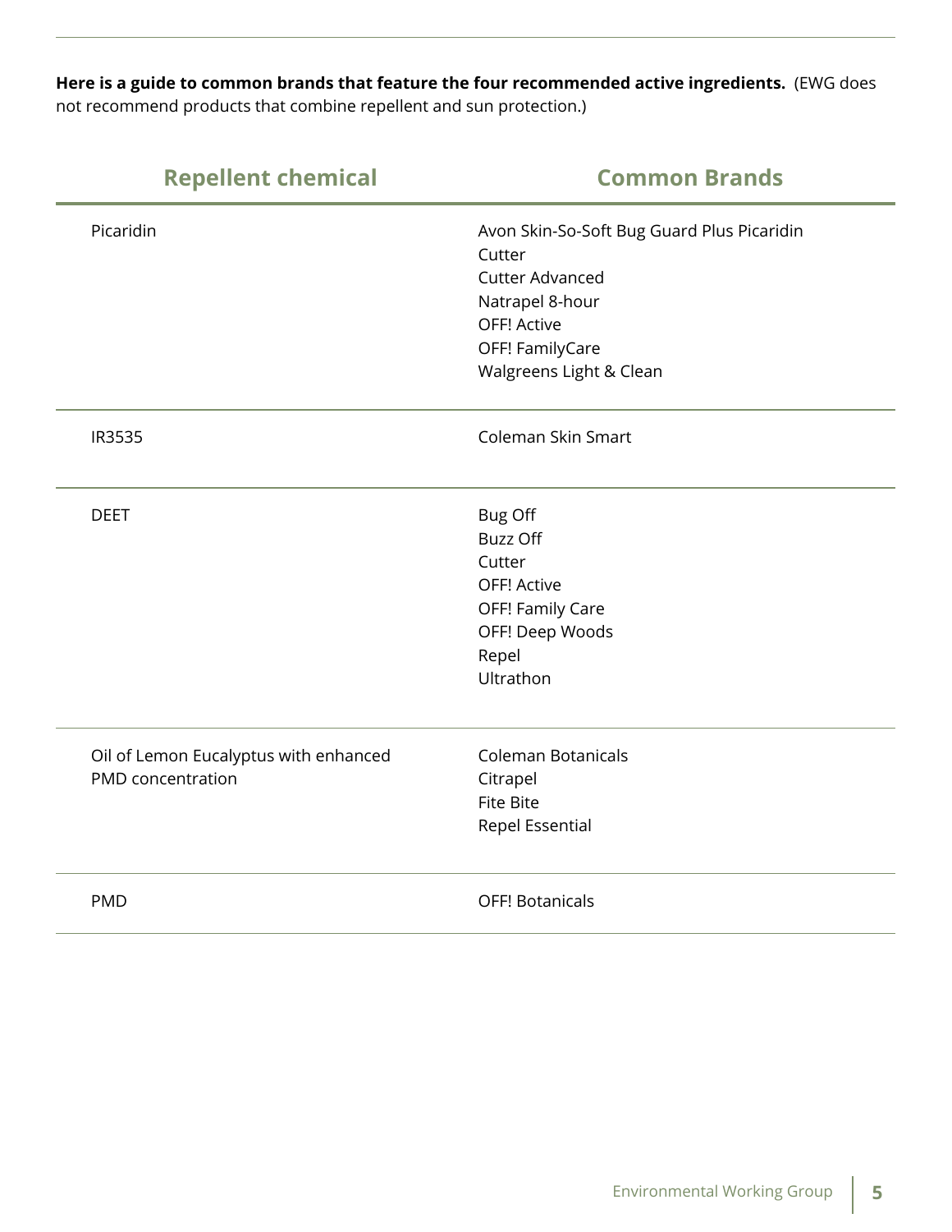**Here is a guide to common brands that feature the four recommended active ingredients.** (EWG does not recommend products that combine repellent and sun protection.)

| Repellent chemical | Common Brands |
| --- | --- |
| Picaridin | Avon Skin-So-Soft Bug Guard Plus Picaridin<br>Cutter<br>Cutter Advanced<br>Natrapel 8-hour<br>OFF! Active<br>OFF! FamilyCare<br>Walgreens Light & Clean |
| IR3535 | Coleman Skin Smart |
| DEET | Bug Off<br>Buzz Off<br>Cutter<br>OFF! Active<br>OFF! Family Care<br>OFF! Deep Woods<br>Repel<br>Ultrathon |
| Oil of Lemon Eucalyptus with enhanced PMD concentration | Coleman Botanicals<br>Citrapel<br>Fite Bite<br>Repel Essential |
| PMD | OFF! Botanicals |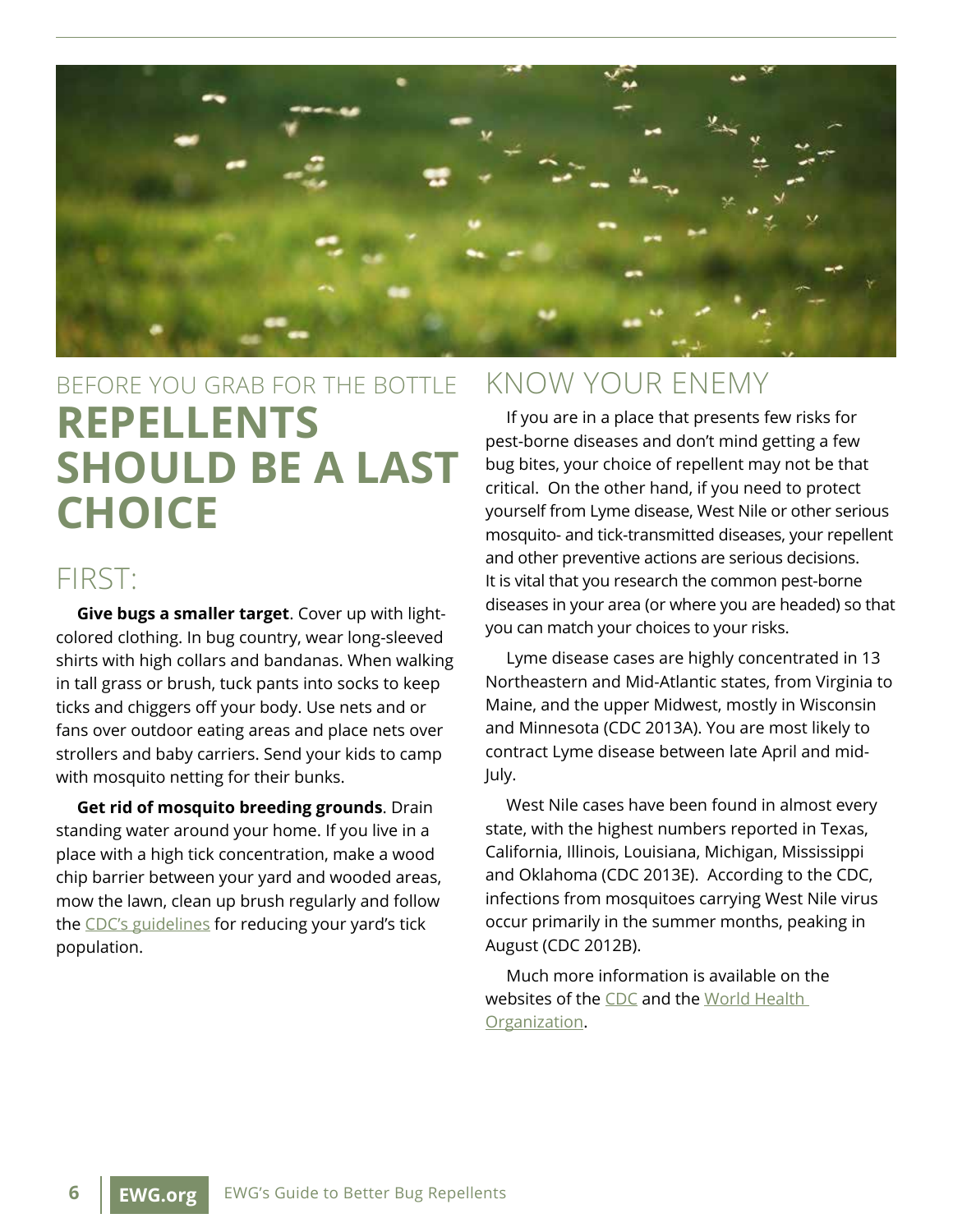BEFORE YOU GRAB FOR THE BOTTLE

# REPELLENTS SHOULD BE A LAST CHOICE

## FIRST:

**Give bugs a smaller target**. Cover up with light-colored clothing. In bug country, wear long-sleeved shirts with high collars and bandanas. When walking in tall grass or brush, tuck pants into socks to keep ticks and chiggers off your body. Use nets and or fans over outdoor eating areas and place nets over strollers and baby carriers. Send your kids to camp with mosquito netting for their bunks.

**Get rid of mosquito breeding grounds**. Drain standing water around your home. If you live in a place with a high tick concentration, make a wood chip barrier between your yard and wooded areas, mow the lawn, clean up brush regularly and follow the CDC's guidelines for reducing your yard's tick population.

## KNOW YOUR ENEMY

If you are in a place that presents few risks for pest-borne diseases and don't mind getting a few bug bites, your choice of repellent may not be that critical. On the other hand, if you need to protect yourself from Lyme disease, West Nile or other serious mosquito- and tick-transmitted diseases, your repellent and other preventive actions are serious decisions. It is vital that you research the common pest-borne diseases in your area (or where you are headed) so that you can match your choices to your risks.

Lyme disease cases are highly concentrated in 13 Northeastern and Mid-Atlantic states, from Virginia to Maine, and the upper Midwest, mostly in Wisconsin and Minnesota (CDC 2013A). You are most likely to contract Lyme disease between late April and mid-July.

West Nile cases have been found in almost every state, with the highest numbers reported in Texas, California, Illinois, Louisiana, Michigan, Mississippi and Oklahoma (CDC 2013E). According to the CDC, infections from mosquitoes carrying West Nile virus occur primarily in the summer months, peaking in August (CDC 2012B).

Much more information is available on the websites of the CDC and the World Health Organization.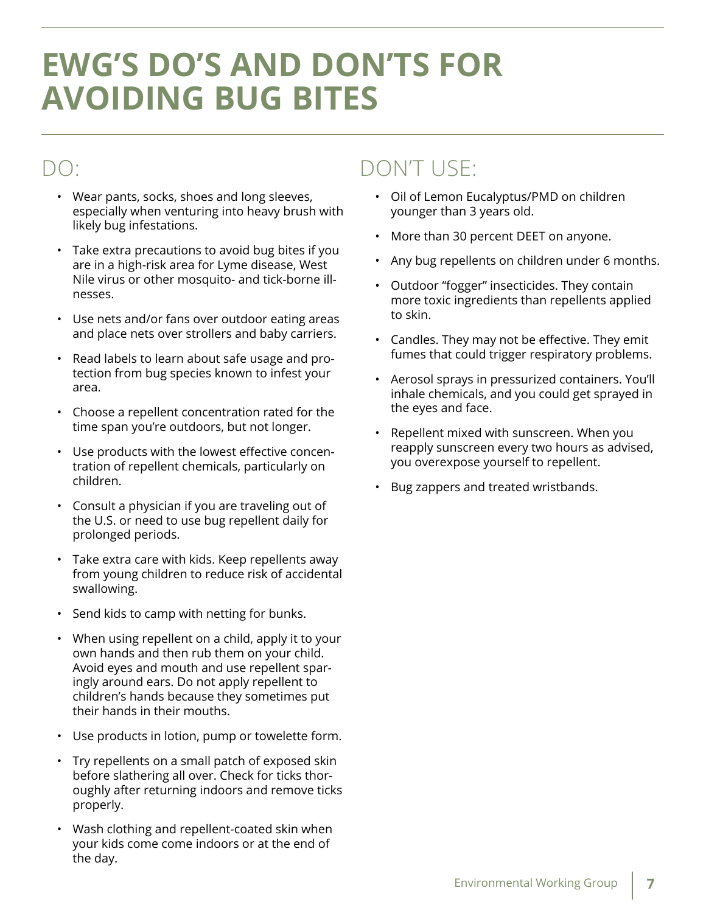# EWG'S DO'S AND DON'TS FOR AVOIDING BUG BITES

## DO:

- Wear pants, socks, shoes and long sleeves, especially when venturing into heavy brush with likely bug infestations.
- Take extra precautions to avoid bug bites if you are in a high-risk area for Lyme disease, West Nile virus or other mosquito- and tick-borne illnesses.
- Use nets and/or fans over outdoor eating areas and place nets over strollers and baby carriers.
- Read labels to learn about safe usage and protection from bug species known to infest your area.
- Choose a repellent concentration rated for the time span you're outdoors, but not longer.
- Use products with the lowest effective concentration of repellent chemicals, particularly on children.
- Consult a physician if you are traveling out of the U.S. or need to use bug repellent daily for prolonged periods.
- Take extra care with kids. Keep repellents away from young children to reduce risk of accidental swallowing.
- Send kids to camp with netting for bunks.
- When using repellent on a child, apply it to your own hands and then rub them on your child. Avoid eyes and mouth and use repellent sparingly around ears. Do not apply repellent to children's hands because they sometimes put their hands in their mouths.
- Use products in lotion, pump or towelette form.
- Try repellents on a small patch of exposed skin before slathering all over. Check for ticks thoroughly after returning indoors and remove ticks properly.
- Wash clothing and repellent-coated skin when your kids come come indoors or at the end of the day.

## DON'T USE:

- Oil of Lemon Eucalyptus/PMD on children younger than 3 years old.
- More than 30 percent DEET on anyone.
- Any bug repellents on children under 6 months.
- Outdoor "fogger" insecticides. They contain more toxic ingredients than repellents applied to skin.
- Candles. They may not be effective. They emit fumes that could trigger respiratory problems.
- Aerosol sprays in pressurized containers. You'll inhale chemicals, and you could get sprayed in the eyes and face.
- Repellent mixed with sunscreen. When you reapply sunscreen every two hours as advised, you overexpose yourself to repellent.
- Bug zappers and treated wristbands.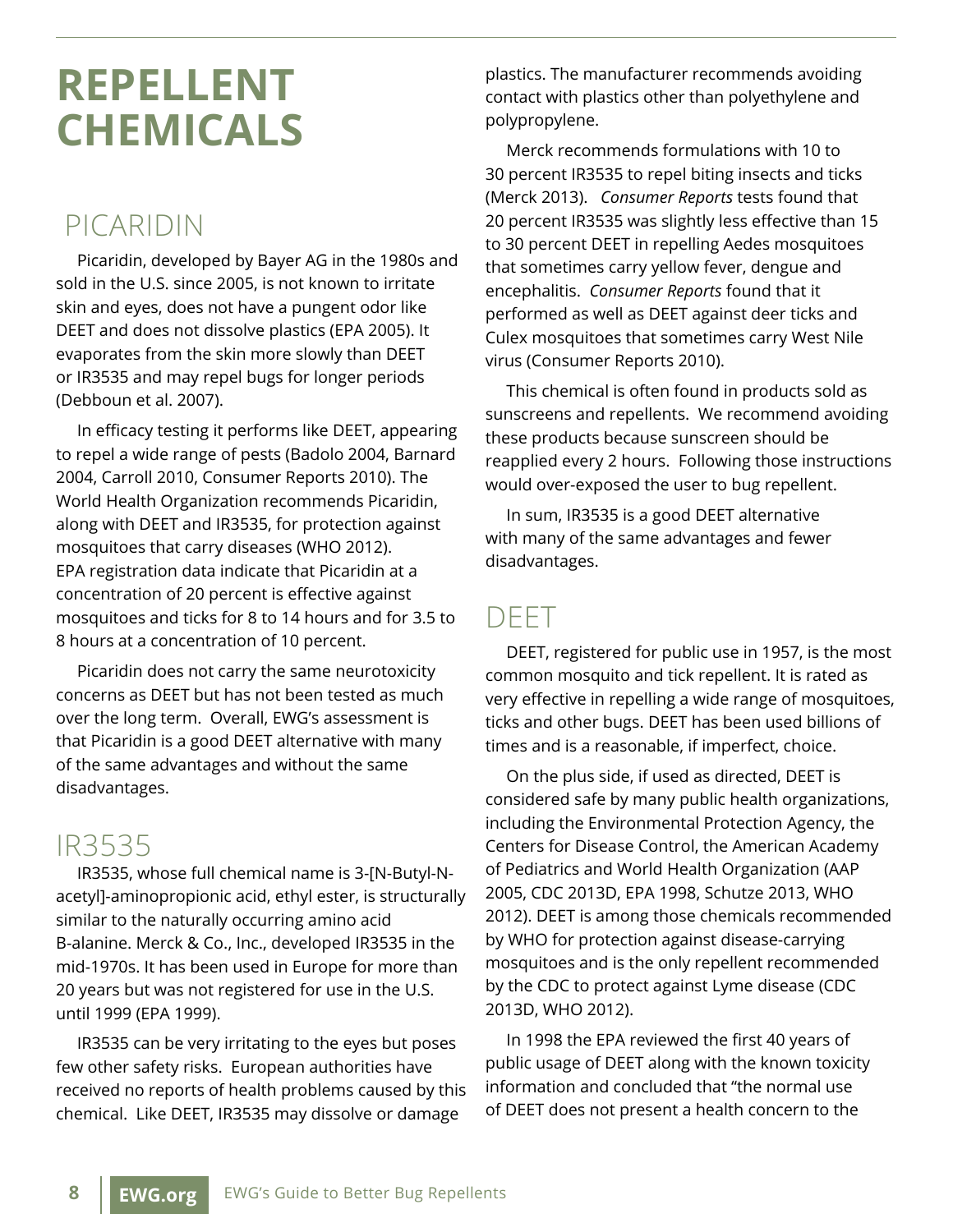# REPELLENT CHEMICALS

## PICARIDIN

Picaridin, developed by Bayer AG in the 1980s and sold in the U.S. since 2005, is not known to irritate skin and eyes, does not have a pungent odor like DEET and does not dissolve plastics (EPA 2005). It evaporates from the skin more slowly than DEET or IR3535 and may repel bugs for longer periods (Debboun et al. 2007).

In efficacy testing it performs like DEET, appearing to repel a wide range of pests (Badolo 2004, Barnard 2004, Carroll 2010, Consumer Reports 2010). The World Health Organization recommends Picaridin, along with DEET and IR3535, for protection against mosquitoes that carry diseases (WHO 2012). EPA registration data indicate that Picaridin at a concentration of 20 percent is effective against mosquitoes and ticks for 8 to 14 hours and for 3.5 to 8 hours at a concentration of 10 percent.

Picaridin does not carry the same neurotoxicity concerns as DEET but has not been tested as much over the long term. Overall, EWG's assessment is that Picaridin is a good DEET alternative with many of the same advantages and without the same disadvantages.

## IR3535

IR3535, whose full chemical name is 3-[N-Butyl-N-acetyl]-aminopropionic acid, ethyl ester, is structurally similar to the naturally occurring amino acid B-alanine. Merck & Co., Inc., developed IR3535 in the mid-1970s. It has been used in Europe for more than 20 years but was not registered for use in the U.S. until 1999 (EPA 1999).

IR3535 can be very irritating to the eyes but poses few other safety risks. European authorities have received no reports of health problems caused by this chemical. Like DEET, IR3535 may dissolve or damage plastics. The manufacturer recommends avoiding contact with plastics other than polyethylene and polypropylene.

Merck recommends formulations with 10 to 30 percent IR3535 to repel biting insects and ticks (Merck 2013). *Consumer Reports* tests found that 20 percent IR3535 was slightly less effective than 15 to 30 percent DEET in repelling Aedes mosquitoes that sometimes carry yellow fever, dengue and encephalitis. *Consumer Reports* found that it performed as well as DEET against deer ticks and Culex mosquitoes that sometimes carry West Nile virus (Consumer Reports 2010).

This chemical is often found in products sold as sunscreens and repellents. We recommend avoiding these products because sunscreen should be reapplied every 2 hours. Following those instructions would over-exposed the user to bug repellent.

In sum, IR3535 is a good DEET alternative with many of the same advantages and fewer disadvantages.

## DEET

DEET, registered for public use in 1957, is the most common mosquito and tick repellent. It is rated as very effective in repelling a wide range of mosquitoes, ticks and other bugs. DEET has been used billions of times and is a reasonable, if imperfect, choice.

On the plus side, if used as directed, DEET is considered safe by many public health organizations, including the Environmental Protection Agency, the Centers for Disease Control, the American Academy of Pediatrics and World Health Organization (AAP 2005, CDC 2013D, EPA 1998, Schutze 2013, WHO 2012). DEET is among those chemicals recommended by WHO for protection against disease-carrying mosquitoes and is the only repellent recommended by the CDC to protect against Lyme disease (CDC 2013D, WHO 2012).

In 1998 the EPA reviewed the first 40 years of public usage of DEET along with the known toxicity information and concluded that "the normal use of DEET does not present a health concern to the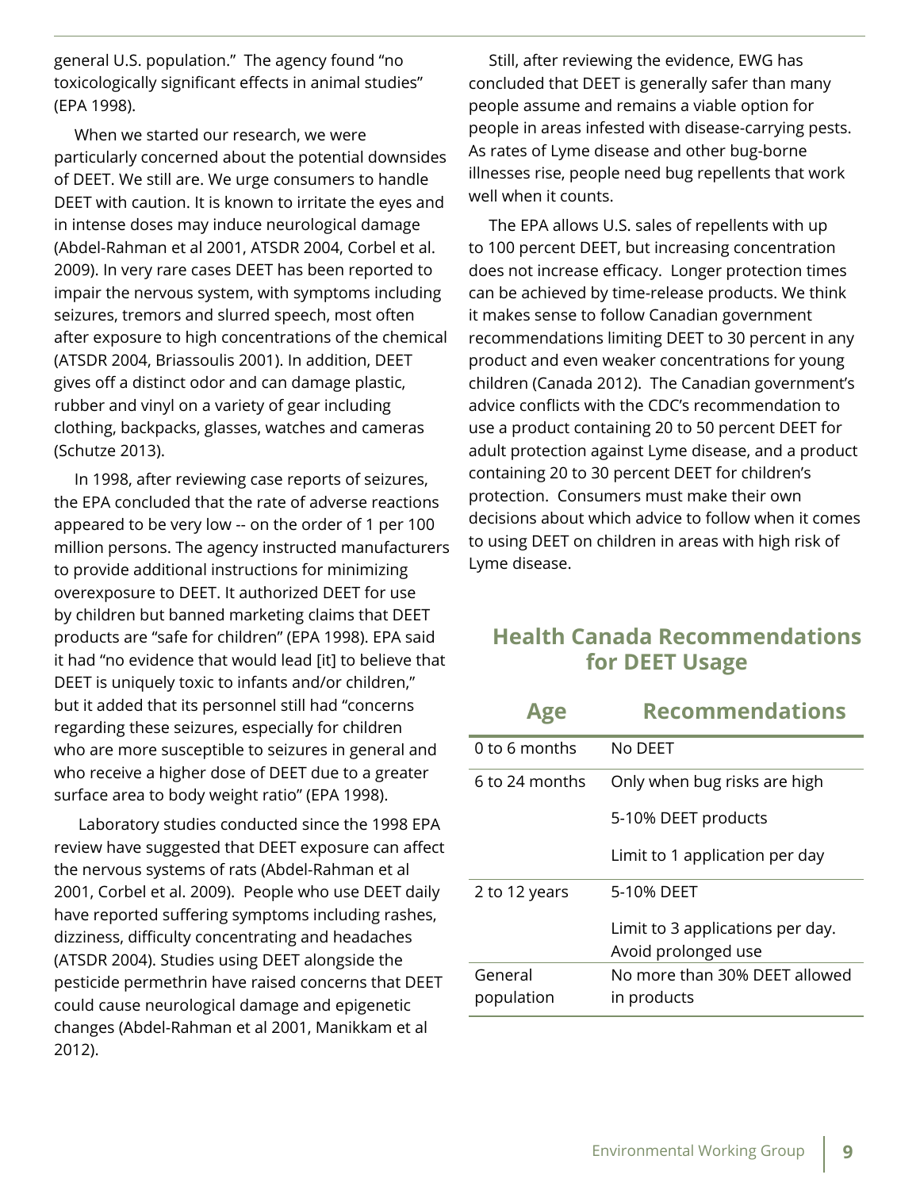general U.S. population." The agency found "no toxicologically significant effects in animal studies" (EPA 1998).

When we started our research, we were particularly concerned about the potential downsides of DEET. We still are. We urge consumers to handle DEET with caution. It is known to irritate the eyes and in intense doses may induce neurological damage (Abdel-Rahman et al 2001, ATSDR 2004, Corbel et al. 2009). In very rare cases DEET has been reported to impair the nervous system, with symptoms including seizures, tremors and slurred speech, most often after exposure to high concentrations of the chemical (ATSDR 2004, Briassoulis 2001). In addition, DEET gives off a distinct odor and can damage plastic, rubber and vinyl on a variety of gear including clothing, backpacks, glasses, watches and cameras (Schutze 2013).

In 1998, after reviewing case reports of seizures, the EPA concluded that the rate of adverse reactions appeared to be very low -- on the order of 1 per 100 million persons. The agency instructed manufacturers to provide additional instructions for minimizing overexposure to DEET. It authorized DEET for use by children but banned marketing claims that DEET products are "safe for children" (EPA 1998). EPA said it had "no evidence that would lead [it] to believe that DEET is uniquely toxic to infants and/or children," but it added that its personnel still had "concerns regarding these seizures, especially for children who are more susceptible to seizures in general and who receive a higher dose of DEET due to a greater surface area to body weight ratio" (EPA 1998).

Laboratory studies conducted since the 1998 EPA review have suggested that DEET exposure can affect the nervous systems of rats (Abdel-Rahman et al 2001, Corbel et al. 2009). People who use DEET daily have reported suffering symptoms including rashes, dizziness, difficulty concentrating and headaches (ATSDR 2004). Studies using DEET alongside the pesticide permethrin have raised concerns that DEET could cause neurological damage and epigenetic changes (Abdel-Rahman et al 2001, Manikkam et al 2012).

Still, after reviewing the evidence, EWG has concluded that DEET is generally safer than many people assume and remains a viable option for people in areas infested with disease-carrying pests. As rates of Lyme disease and other bug-borne illnesses rise, people need bug repellents that work well when it counts.

The EPA allows U.S. sales of repellents with up to 100 percent DEET, but increasing concentration does not increase efficacy. Longer protection times can be achieved by time-release products. We think it makes sense to follow Canadian government recommendations limiting DEET to 30 percent in any product and even weaker concentrations for young children (Canada 2012). The Canadian government's advice conflicts with the CDC's recommendation to use a product containing 20 to 50 percent DEET for adult protection against Lyme disease, and a product containing 20 to 30 percent DEET for children's protection. Consumers must make their own decisions about which advice to follow when it comes to using DEET on children in areas with high risk of Lyme disease.

## Health Canada Recommendations for DEET Usage

| Age | Recommendations |
|---|---|
| 0 to 6 months | No DEET |
| 6 to 24 months | Only when bug risks are high<br>5-10% DEET products<br>Limit to 1 application per day |
| 2 to 12 years | 5-10% DEET<br>Limit to 3 applications per day. Avoid prolonged use |
| General population | No more than 30% DEET allowed in products |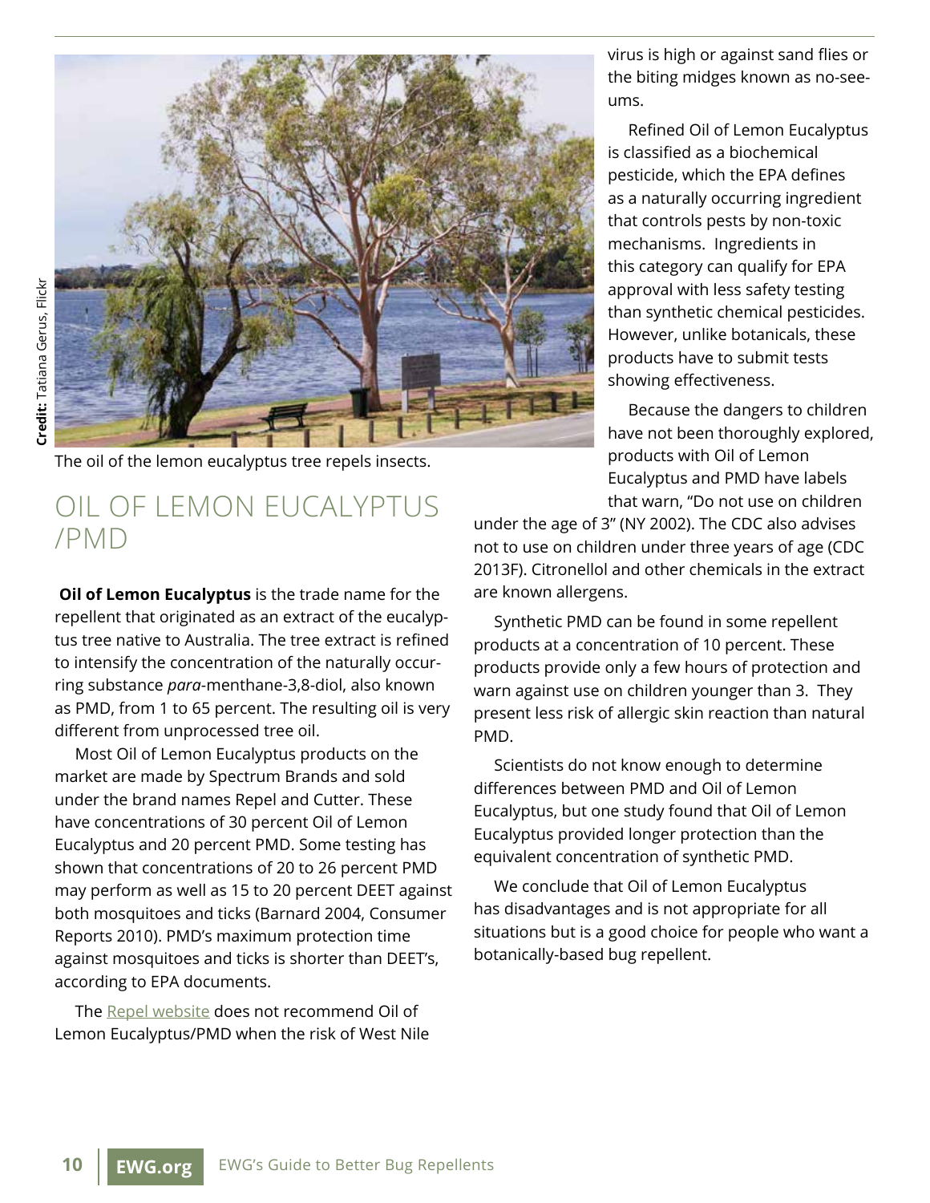The oil of the lemon eucalyptus tree repels insects.

Credit: Tatiana Gerus, Flickr

## OIL OF LEMON EUCALYPTUS /PMD

**Oil of Lemon Eucalyptus** is the trade name for the repellent that originated as an extract of the eucalyptus tree native to Australia. The tree extract is refined to intensify the concentration of the naturally occurring substance *para*-menthane-3,8-diol, also known as PMD, from 1 to 65 percent. The resulting oil is very different from unprocessed tree oil.

Most Oil of Lemon Eucalyptus products on the market are made by Spectrum Brands and sold under the brand names Repel and Cutter. These have concentrations of 30 percent Oil of Lemon Eucalyptus and 20 percent PMD. Some testing has shown that concentrations of 20 to 26 percent PMD may perform as well as 15 to 20 percent DEET against both mosquitoes and ticks (Barnard 2004, Consumer Reports 2010). PMD's maximum protection time against mosquitoes and ticks is shorter than DEET's, according to EPA documents.

The Repel website does not recommend Oil of Lemon Eucalyptus/PMD when the risk of West Nile virus is high or against sand flies or the biting midges known as no-see-ums.

Refined Oil of Lemon Eucalyptus is classified as a biochemical pesticide, which the EPA defines as a naturally occurring ingredient that controls pests by non-toxic mechanisms. Ingredients in this category can qualify for EPA approval with less safety testing than synthetic chemical pesticides. However, unlike botanicals, these products have to submit tests showing effectiveness.

Because the dangers to children have not been thoroughly explored, products with Oil of Lemon Eucalyptus and PMD have labels that warn, "Do not use on children under the age of 3" (NY 2002). The CDC also advises not to use on children under three years of age (CDC 2013F). Citronellol and other chemicals in the extract are known allergens.

Synthetic PMD can be found in some repellent products at a concentration of 10 percent. These products provide only a few hours of protection and warn against use on children younger than 3. They present less risk of allergic skin reaction than natural PMD.

Scientists do not know enough to determine differences between PMD and Oil of Lemon Eucalyptus, but one study found that Oil of Lemon Eucalyptus provided longer protection than the equivalent concentration of synthetic PMD.

We conclude that Oil of Lemon Eucalyptus has disadvantages and is not appropriate for all situations but is a good choice for people who want a botanically-based bug repellent.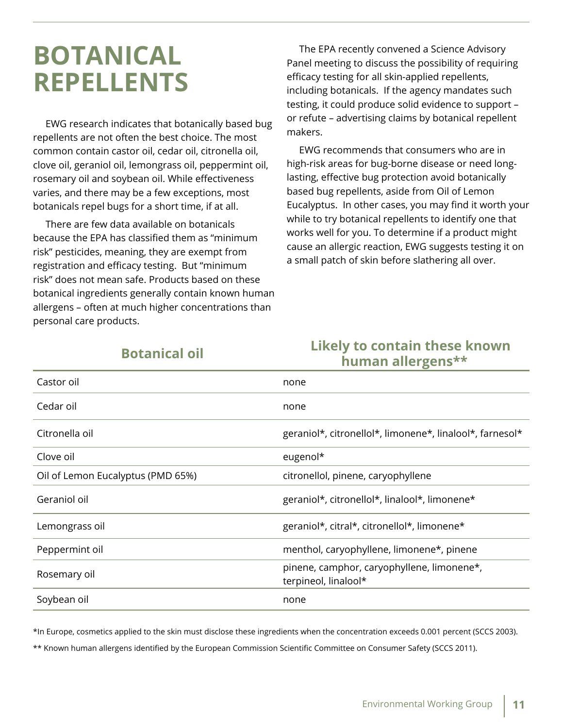# BOTANICAL REPELLENTS

EWG research indicates that botanically based bug repellents are not often the best choice. The most common contain castor oil, cedar oil, citronella oil, clove oil, geraniol oil, lemongrass oil, peppermint oil, rosemary oil and soybean oil. While effectiveness varies, and there may be a few exceptions, most botanicals repel bugs for a short time, if at all.

There are few data available on botanicals because the EPA has classified them as "minimum risk" pesticides, meaning, they are exempt from registration and efficacy testing. But "minimum risk" does not mean safe. Products based on these botanical ingredients generally contain known human allergens – often at much higher concentrations than personal care products.

The EPA recently convened a Science Advisory Panel meeting to discuss the possibility of requiring efficacy testing for all skin-applied repellents, including botanicals. If the agency mandates such testing, it could produce solid evidence to support – or refute – advertising claims by botanical repellent makers.

EWG recommends that consumers who are in high-risk areas for bug-borne disease or need long-lasting, effective bug protection avoid botanically based bug repellents, aside from Oil of Lemon Eucalyptus. In other cases, you may find it worth your while to try botanical repellents to identify one that works well for you. To determine if a product might cause an allergic reaction, EWG suggests testing it on a small patch of skin before slathering all over.

| Botanical oil | Likely to contain these known human allergens** |
|---|---|
| Castor oil | none |
| Cedar oil | none |
| Citronella oil | geraniol*, citronellol*, limonene*, linalool*, farnesol* |
| Clove oil | eugenol* |
| Oil of Lemon Eucalyptus (PMD 65%) | citronellol, pinene, caryophyllene |
| Geraniol oil | geraniol*, citronellol*, linalool*, limonene* |
| Lemongrass oil | geraniol*, citral*, citronellol*, limonene* |
| Peppermint oil | menthol, caryophyllene, limonene*, pinene |
| Rosemary oil | pinene, camphor, caryophyllene, limonene*, terpineol, linalool* |
| Soybean oil | none |

*In Europe, cosmetics applied to the skin must disclose these ingredients when the concentration exceeds 0.001 percent (SCCS 2003).

** Known human allergens identified by the European Commission Scientific Committee on Consumer Safety (SCCS 2011).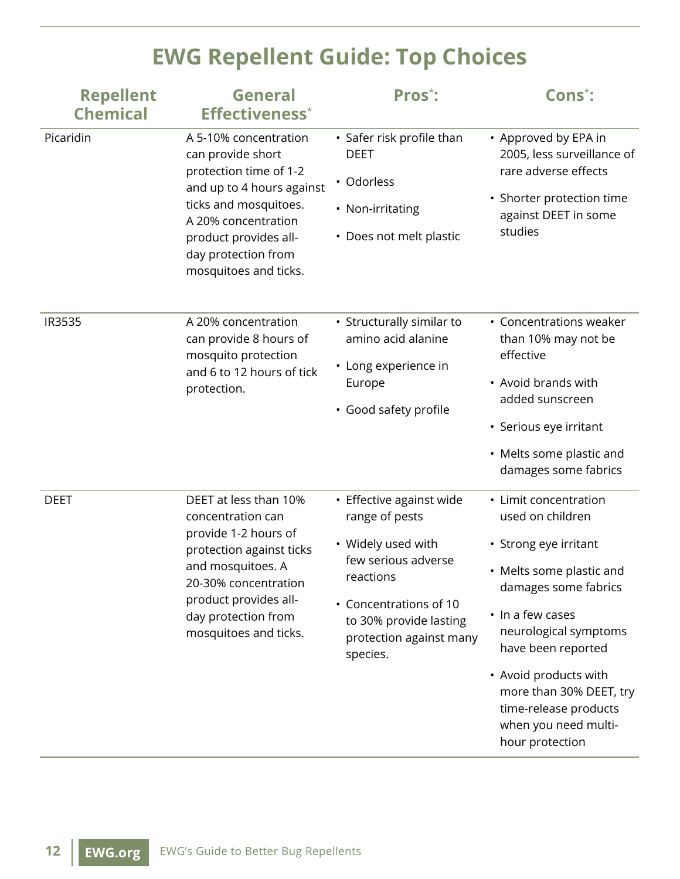# EWG Repellent Guide: Top Choices

| Repellent Chemical | General Effectiveness* | Pros*: | Cons*: |
|---|---|---|---|
| Picaridin | A 5-10% concentration can provide short protection time of 1-2 and up to 4 hours against ticks and mosquitoes. A 20% concentration product provides all-day protection from mosquitoes and ticks. | • Safer risk profile than DEET<br>• Odorless<br>• Non-irritating<br>• Does not melt plastic | • Approved by EPA in 2005, less surveillance of rare adverse effects<br>• Shorter protection time against DEET in some studies |
| IR3535 | A 20% concentration can provide 8 hours of mosquito protection and 6 to 12 hours of tick protection. | • Structurally similar to amino acid alanine<br>• Long experience in Europe<br>• Good safety profile | • Concentrations weaker than 10% may not be effective<br>• Avoid brands with added sunscreen<br>• Serious eye irritant<br>• Melts some plastic and damages some fabrics |
| DEET | DEET at less than 10% concentration can provide 1-2 hours of protection against ticks and mosquitoes. A 20-30% concentration product provides all-day protection from mosquitoes and ticks. | • Effective against wide range of pests<br>• Widely used with few serious adverse reactions<br>• Concentrations of 10 to 30% provide lasting protection against many species. | • Limit concentration used on children<br>• Strong eye irritant<br>• Melts some plastic and damages some fabrics<br>• In a few cases neurological symptoms have been reported<br>• Avoid products with more than 30% DEET, try time-release products when you need multi-hour protection |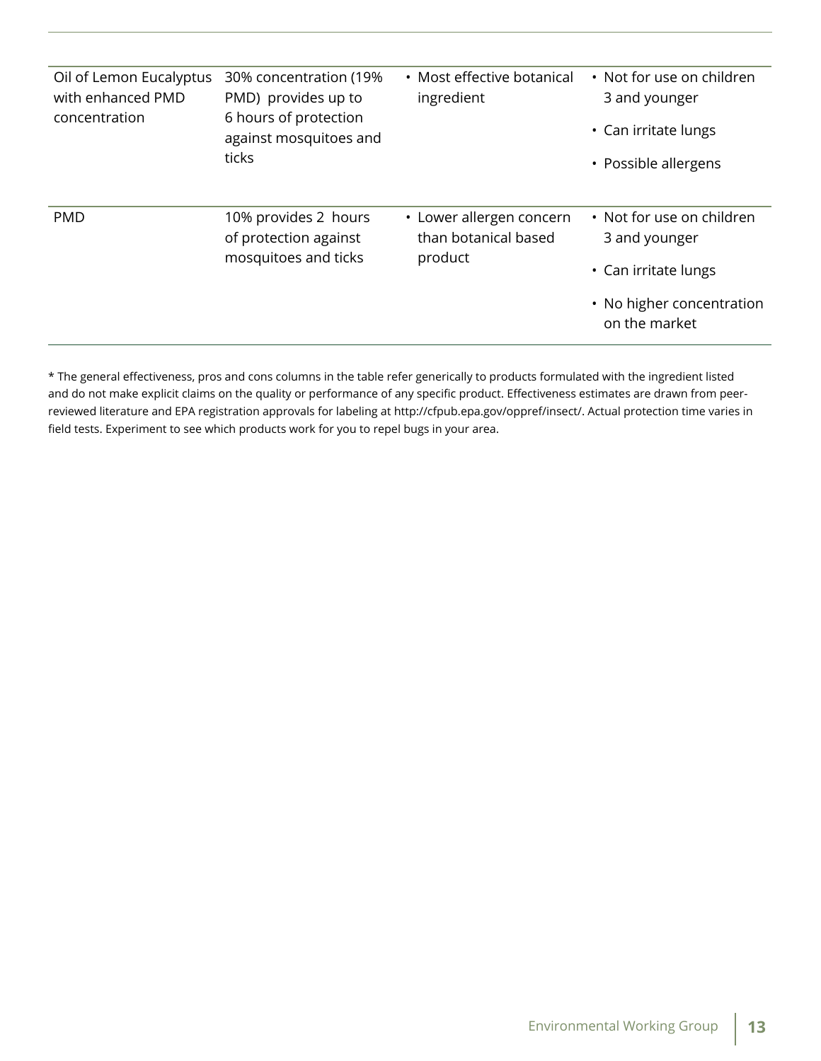| | | | |
|---|---|---|---|
| Oil of Lemon Eucalyptus with enhanced PMD concentration | 30% concentration (19% PMD) provides up to 6 hours of protection against mosquitoes and ticks | • Most effective botanical ingredient | • Not for use on children 3 and younger<br>• Can irritate lungs<br>• Possible allergens |
| PMD | 10% provides 2 hours of protection against mosquitoes and ticks | • Lower allergen concern than botanical based product | • Not for use on children 3 and younger<br>• Can irritate lungs<br>• No higher concentration on the market |

* The general effectiveness, pros and cons columns in the table refer generically to products formulated with the ingredient listed and do not make explicit claims on the quality or performance of any specific product. Effectiveness estimates are drawn from peer-reviewed literature and EPA registration approvals for labeling at http://cfpub.epa.gov/oppref/insect/. Actual protection time varies in field tests. Experiment to see which products work for you to repel bugs in your area.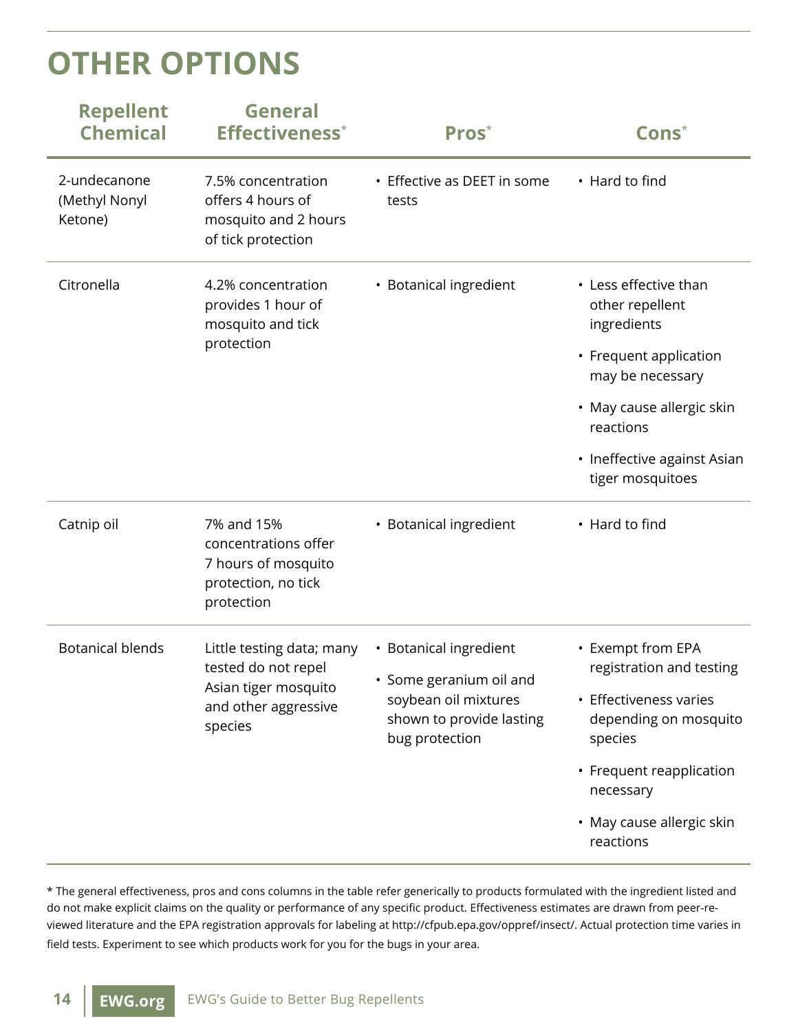# OTHER OPTIONS

| Repellent Chemical | General Effectiveness* | Pros* | Cons* |
|---|---|---|---|
| 2-undecanone (Methyl Nonyl Ketone) | 7.5% concentration offers 4 hours of mosquito and 2 hours of tick protection | • Effective as DEET in some tests | • Hard to find |
| Citronella | 4.2% concentration provides 1 hour of mosquito and tick protection | • Botanical ingredient | • Less effective than other repellent ingredients<br>• Frequent application may be necessary<br>• May cause allergic skin reactions<br>• Ineffective against Asian tiger mosquitoes |
| Catnip oil | 7% and 15% concentrations offer 7 hours of mosquito protection, no tick protection | • Botanical ingredient | • Hard to find |
| Botanical blends | Little testing data; many tested do not repel Asian tiger mosquito and other aggressive species | • Botanical ingredient<br>• Some geranium oil and soybean oil mixtures shown to provide lasting bug protection | • Exempt from EPA registration and testing<br>• Effectiveness varies depending on mosquito species<br>• Frequent reapplication necessary<br>• May cause allergic skin reactions |

* The general effectiveness, pros and cons columns in the table refer generically to products formulated with the ingredient listed and do not make explicit claims on the quality or performance of any specific product. Effectiveness estimates are drawn from peer-reviewed literature and the EPA registration approvals for labeling at http://cfpub.epa.gov/oppref/insect/. Actual protection time varies in field tests. Experiment to see which products work for you for the bugs in your area.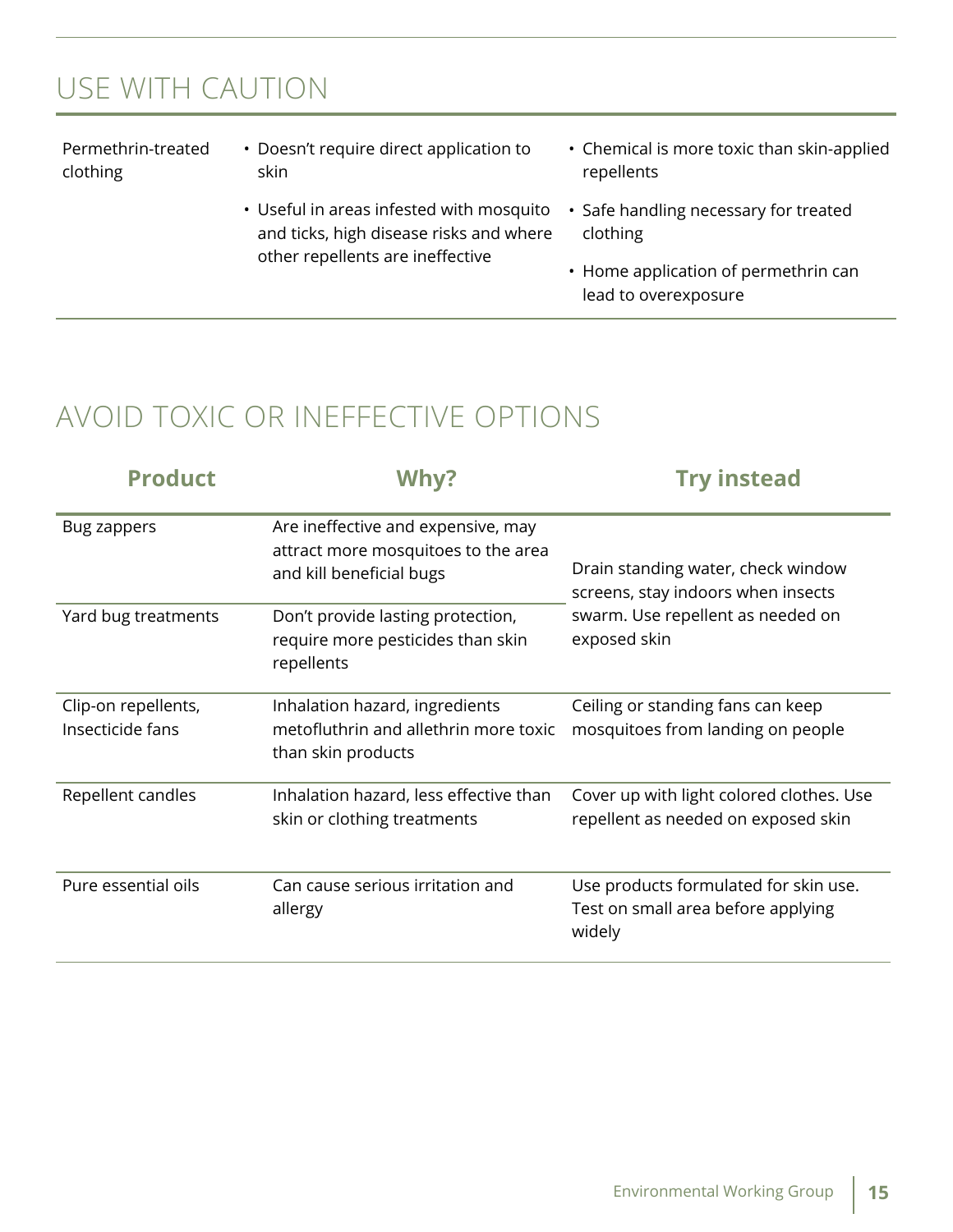## USE WITH CAUTION

| | | |
|---|---|---|
| Permethrin-treated clothing | • Doesn't require direct application to skin<br>• Useful in areas infested with mosquito and ticks, high disease risks and where other repellents are ineffective | • Chemical is more toxic than skin-applied repellents<br>• Safe handling necessary for treated clothing<br>• Home application of permethrin can lead to overexposure |

## AVOID TOXIC OR INEFFECTIVE OPTIONS

| Product | Why? | Try instead |
|---|---|---|
| Bug zappers | Are ineffective and expensive, may attract more mosquitoes to the area and kill beneficial bugs | Drain standing water, check window screens, stay indoors when insects swarm. Use repellent as needed on exposed skin |
| Yard bug treatments | Don't provide lasting protection, require more pesticides than skin repellents | |
| Clip-on repellents, Insecticide fans | Inhalation hazard, ingredients metofluthrin and allethrin more toxic than skin products | Ceiling or standing fans can keep mosquitoes from landing on people |
| Repellent candles | Inhalation hazard, less effective than skin or clothing treatments | Cover up with light colored clothes. Use repellent as needed on exposed skin |
| Pure essential oils | Can cause serious irritation and allergy | Use products formulated for skin use. Test on small area before applying widely |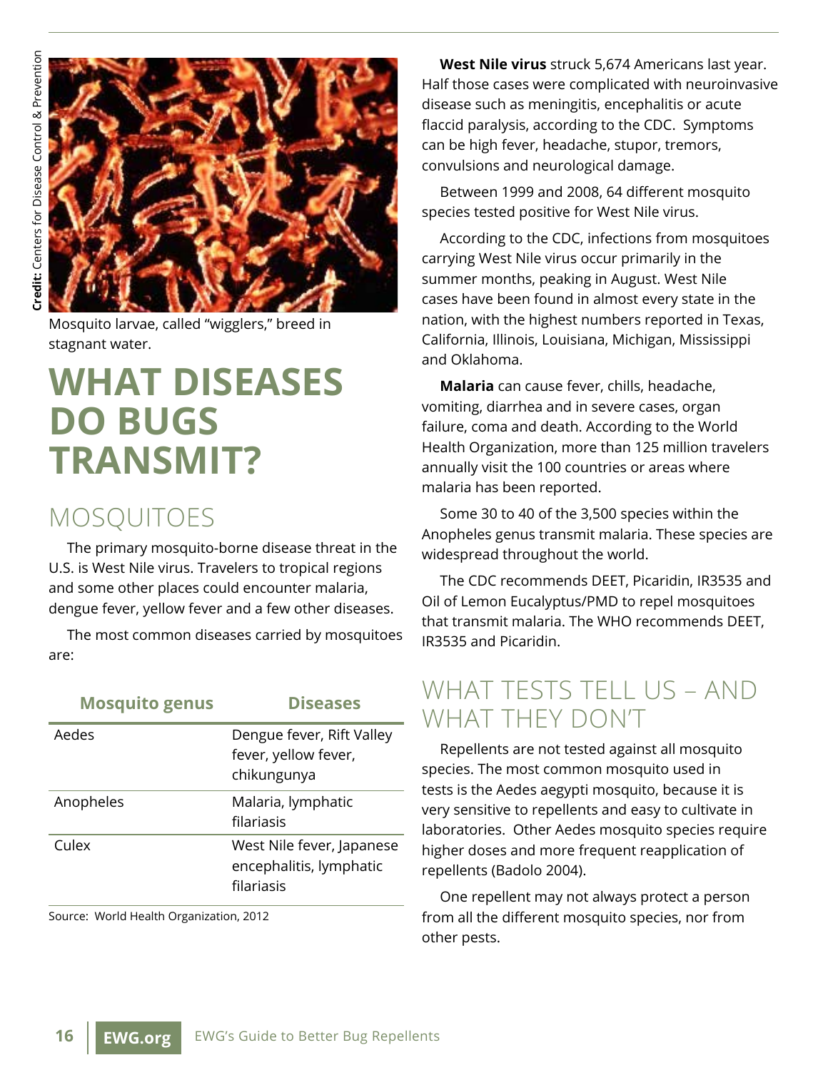Credit: Centers for Disease Control & Prevention

Mosquito larvae, called "wigglers," breed in stagnant water.

# WHAT DISEASES DO BUGS TRANSMIT?

## MOSQUITOES

The primary mosquito-borne disease threat in the U.S. is West Nile virus. Travelers to tropical regions and some other places could encounter malaria, dengue fever, yellow fever and a few other diseases.

The most common diseases carried by mosquitoes are:

| Mosquito genus | Diseases |
|---|---|
| Aedes | Dengue fever, Rift Valley fever, yellow fever, chikungunya |
| Anopheles | Malaria, lymphatic filariasis |
| Culex | West Nile fever, Japanese encephalitis, lymphatic filariasis |

Source: World Health Organization, 2012

**West Nile virus** struck 5,674 Americans last year. Half those cases were complicated with neuroinvasive disease such as meningitis, encephalitis or acute flaccid paralysis, according to the CDC. Symptoms can be high fever, headache, stupor, tremors, convulsions and neurological damage.

Between 1999 and 2008, 64 different mosquito species tested positive for West Nile virus.

According to the CDC, infections from mosquitoes carrying West Nile virus occur primarily in the summer months, peaking in August. West Nile cases have been found in almost every state in the nation, with the highest numbers reported in Texas, California, Illinois, Louisiana, Michigan, Mississippi and Oklahoma.

**Malaria** can cause fever, chills, headache, vomiting, diarrhea and in severe cases, organ failure, coma and death. According to the World Health Organization, more than 125 million travelers annually visit the 100 countries or areas where malaria has been reported.

Some 30 to 40 of the 3,500 species within the Anopheles genus transmit malaria. These species are widespread throughout the world.

The CDC recommends DEET, Picaridin, IR3535 and Oil of Lemon Eucalyptus/PMD to repel mosquitoes that transmit malaria. The WHO recommends DEET, IR3535 and Picaridin.

## WHAT TESTS TELL US – AND WHAT THEY DON'T

Repellents are not tested against all mosquito species. The most common mosquito used in tests is the Aedes aegypti mosquito, because it is very sensitive to repellents and easy to cultivate in laboratories. Other Aedes mosquito species require higher doses and more frequent reapplication of repellents (Badolo 2004).

One repellent may not always protect a person from all the different mosquito species, nor from other pests.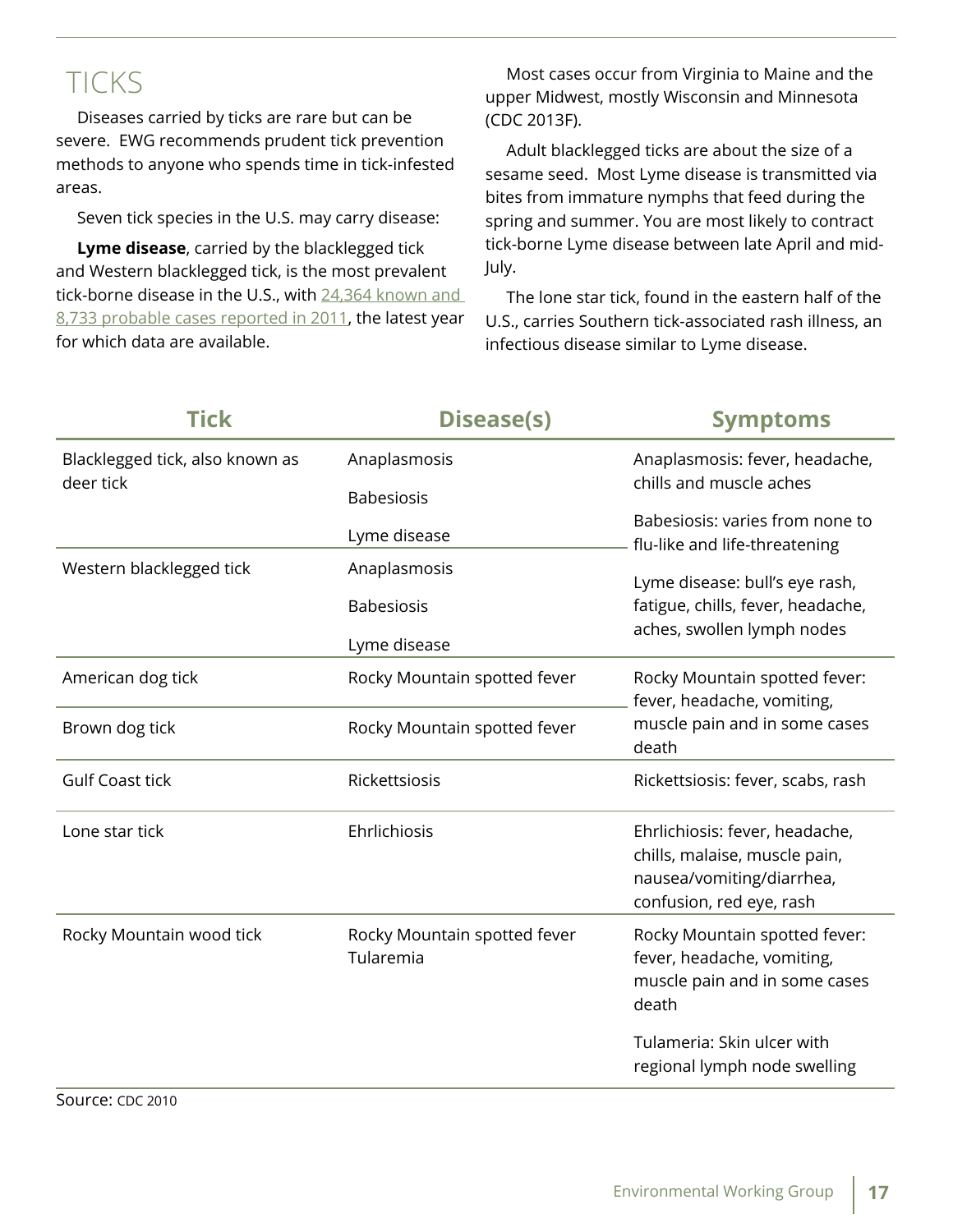## TICKS

Diseases carried by ticks are rare but can be severe. EWG recommends prudent tick prevention methods to anyone who spends time in tick-infested areas.

Seven tick species in the U.S. may carry disease:

**Lyme disease**, carried by the blacklegged tick and Western blacklegged tick, is the most prevalent tick-borne disease in the U.S., with 24,364 known and 8,733 probable cases reported in 2011, the latest year for which data are available.

Most cases occur from Virginia to Maine and the upper Midwest, mostly Wisconsin and Minnesota (CDC 2013F).

Adult blacklegged ticks are about the size of a sesame seed. Most Lyme disease is transmitted via bites from immature nymphs that feed during the spring and summer. You are most likely to contract tick-borne Lyme disease between late April and mid-July.

The lone star tick, found in the eastern half of the U.S., carries Southern tick-associated rash illness, an infectious disease similar to Lyme disease.

| Tick | Disease(s) | Symptoms |
| --- | --- | --- |
| Blacklegged tick, also known as deer tick | Anaplasmosis<br>Babesiosis<br>Lyme disease | Anaplasmosis: fever, headache, chills and muscle aches<br>Babesiosis: varies from none to flu-like and life-threatening<br>Lyme disease: bull's eye rash, fatigue, chills, fever, headache, aches, swollen lymph nodes |
| Western blacklegged tick | Anaplasmosis<br>Babesiosis<br>Lyme disease | |
| American dog tick | Rocky Mountain spotted fever | Rocky Mountain spotted fever: fever, headache, vomiting, muscle pain and in some cases death |
| Brown dog tick | Rocky Mountain spotted fever | |
| Gulf Coast tick | Rickettsiosis | Rickettsiosis: fever, scabs, rash |
| Lone star tick | Ehrlichiosis | Ehrlichiosis: fever, headache, chills, malaise, muscle pain, nausea/vomiting/diarrhea, confusion, red eye, rash |
| Rocky Mountain wood tick | Rocky Mountain spotted fever<br>Tularemia | Rocky Mountain spotted fever: fever, headache, vomiting, muscle pain and in some cases death<br>Tulameria: Skin ulcer with regional lymph node swelling |

Source: CDC 2010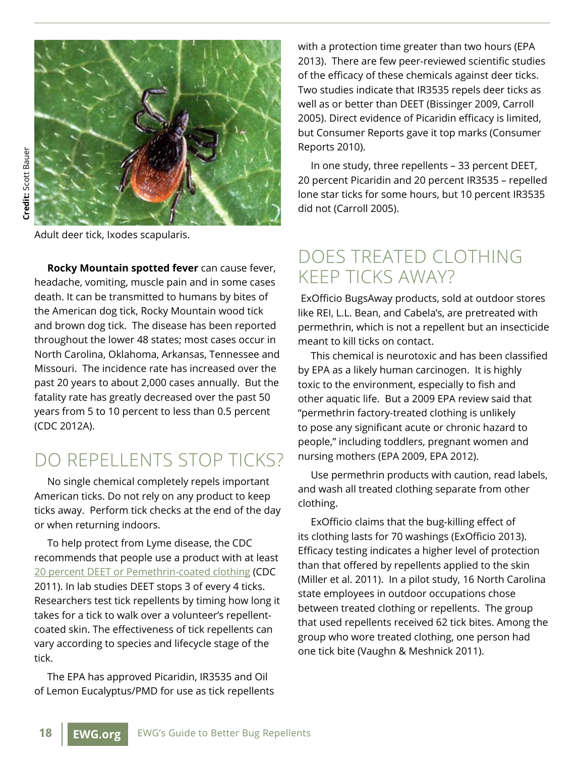Credit: Scott Bauer

Adult deer tick, Ixodes scapularis.

**Rocky Mountain spotted fever** can cause fever, headache, vomiting, muscle pain and in some cases death. It can be transmitted to humans by bites of the American dog tick, Rocky Mountain wood tick and brown dog tick. The disease has been reported throughout the lower 48 states; most cases occur in North Carolina, Oklahoma, Arkansas, Tennessee and Missouri. The incidence rate has increased over the past 20 years to about 2,000 cases annually. But the fatality rate has greatly decreased over the past 50 years from 5 to 10 percent to less than 0.5 percent (CDC 2012A).

## DO REPELLENTS STOP TICKS?

No single chemical completely repels important American ticks. Do not rely on any product to keep ticks away. Perform tick checks at the end of the day or when returning indoors.

To help protect from Lyme disease, the CDC recommends that people use a product with at least 20 percent DEET or Pemethrin-coated clothing (CDC 2011). In lab studies DEET stops 3 of every 4 ticks. Researchers test tick repellents by timing how long it takes for a tick to walk over a volunteer's repellent-coated skin. The effectiveness of tick repellents can vary according to species and lifecycle stage of the tick.

The EPA has approved Picaridin, IR3535 and Oil of Lemon Eucalyptus/PMD for use as tick repellents with a protection time greater than two hours (EPA 2013). There are few peer-reviewed scientific studies of the efficacy of these chemicals against deer ticks. Two studies indicate that IR3535 repels deer ticks as well as or better than DEET (Bissinger 2009, Carroll 2005). Direct evidence of Picaridin efficacy is limited, but Consumer Reports gave it top marks (Consumer Reports 2010).

In one study, three repellents – 33 percent DEET, 20 percent Picaridin and 20 percent IR3535 – repelled lone star ticks for some hours, but 10 percent IR3535 did not (Carroll 2005).

## DOES TREATED CLOTHING KEEP TICKS AWAY?

ExOfficio BugsAway products, sold at outdoor stores like REI, L.L. Bean, and Cabela's, are pretreated with permethrin, which is not a repellent but an insecticide meant to kill ticks on contact.

This chemical is neurotoxic and has been classified by EPA as a likely human carcinogen. It is highly toxic to the environment, especially to fish and other aquatic life. But a 2009 EPA review said that "permethrin factory-treated clothing is unlikely to pose any significant acute or chronic hazard to people," including toddlers, pregnant women and nursing mothers (EPA 2009, EPA 2012).

Use permethrin products with caution, read labels, and wash all treated clothing separate from other clothing.

ExOfficio claims that the bug-killing effect of its clothing lasts for 70 washings (ExOfficio 2013). Efficacy testing indicates a higher level of protection than that offered by repellents applied to the skin (Miller et al. 2011). In a pilot study, 16 North Carolina state employees in outdoor occupations chose between treated clothing or repellents. The group that used repellents received 62 tick bites. Among the group who wore treated clothing, one person had one tick bite (Vaughn & Meshnick 2011).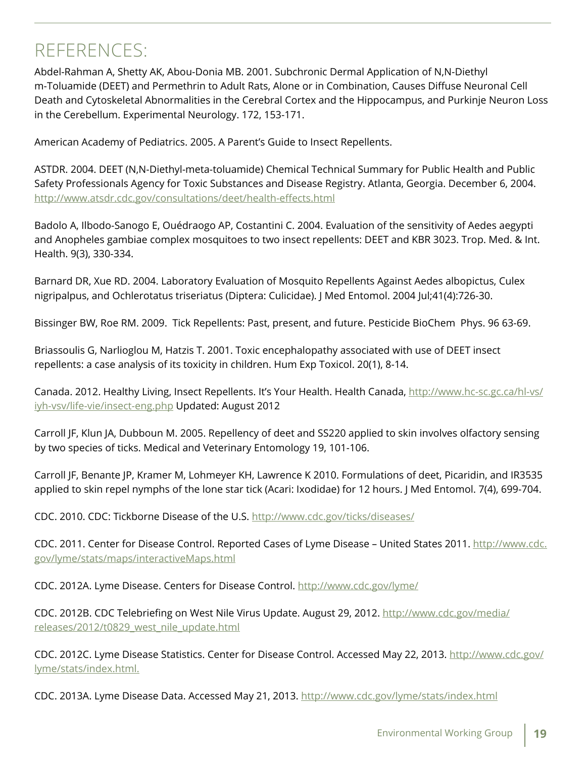# REFERENCES:

Abdel-Rahman A, Shetty AK, Abou-Donia MB. 2001. Subchronic Dermal Application of N,N-Diethyl m-Toluamide (DEET) and Permethrin to Adult Rats, Alone or in Combination, Causes Diffuse Neuronal Cell Death and Cytoskeletal Abnormalities in the Cerebral Cortex and the Hippocampus, and Purkinje Neuron Loss in the Cerebellum. Experimental Neurology. 172, 153-171.

American Academy of Pediatrics. 2005. A Parent's Guide to Insect Repellents.

ASTDR. 2004. DEET (N,N-Diethyl-meta-toluamide) Chemical Technical Summary for Public Health and Public Safety Professionals Agency for Toxic Substances and Disease Registry. Atlanta, Georgia. December 6, 2004. http://www.atsdr.cdc.gov/consultations/deet/health-effects.html

Badolo A, Ilbodo-Sanogo E, Ouédraogo AP, Costantini C. 2004. Evaluation of the sensitivity of Aedes aegypti and Anopheles gambiae complex mosquitoes to two insect repellents: DEET and KBR 3023. Trop. Med. & Int. Health. 9(3), 330-334.

Barnard DR, Xue RD. 2004. Laboratory Evaluation of Mosquito Repellents Against Aedes albopictus, Culex nigripalpus, and Ochlerotatus triseriatus (Diptera: Culicidae). J Med Entomol. 2004 Jul;41(4):726-30.

Bissinger BW, Roe RM. 2009. Tick Repellents: Past, present, and future. Pesticide BioChem Phys. 96 63-69.

Briassoulis G, Narlioglou M, Hatzis T. 2001. Toxic encephalopathy associated with use of DEET insect repellents: a case analysis of its toxicity in children. Hum Exp Toxicol. 20(1), 8-14.

Canada. 2012. Healthy Living, Insect Repellents. It's Your Health. Health Canada, http://www.hc-sc.gc.ca/hl-vs/iyh-vsv/life-vie/insect-eng.php Updated: August 2012

Carroll JF, Klun JA, Dubboun M. 2005. Repellency of deet and SS220 applied to skin involves olfactory sensing by two species of ticks. Medical and Veterinary Entomology 19, 101-106.

Carroll JF, Benante JP, Kramer M, Lohmeyer KH, Lawrence K 2010. Formulations of deet, Picaridin, and IR3535 applied to skin repel nymphs of the lone star tick (Acari: Ixodidae) for 12 hours. J Med Entomol. 7(4), 699-704.

CDC. 2010. CDC: Tickborne Disease of the U.S. http://www.cdc.gov/ticks/diseases/

CDC. 2011. Center for Disease Control. Reported Cases of Lyme Disease – United States 2011. http://www.cdc.gov/lyme/stats/maps/interactiveMaps.html

CDC. 2012A. Lyme Disease. Centers for Disease Control. http://www.cdc.gov/lyme/

CDC. 2012B. CDC Telebriefing on West Nile Virus Update. August 29, 2012. http://www.cdc.gov/media/releases/2012/t0829_west_nile_update.html

CDC. 2012C. Lyme Disease Statistics. Center for Disease Control. Accessed May 22, 2013. http://www.cdc.gov/lyme/stats/index.html.

CDC. 2013A. Lyme Disease Data. Accessed May 21, 2013. http://www.cdc.gov/lyme/stats/index.html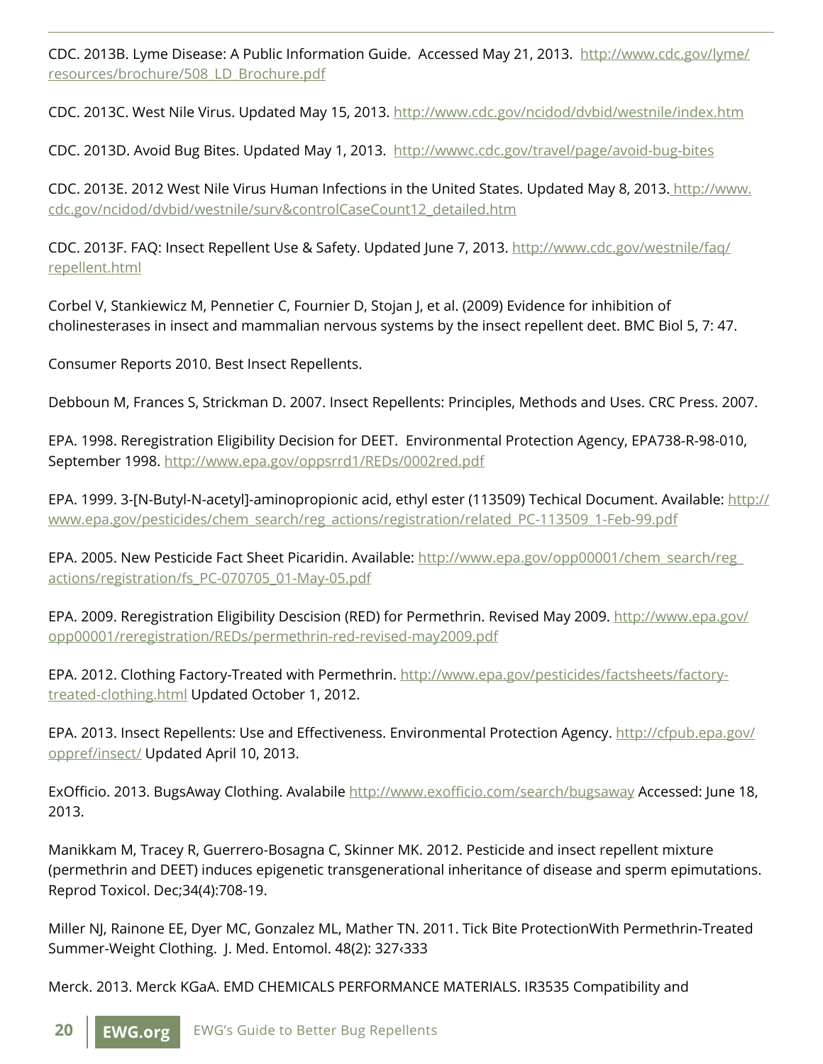CDC. 2013B. Lyme Disease: A Public Information Guide. Accessed May 21, 2013. http://www.cdc.gov/lyme/resources/brochure/508_LD_Brochure.pdf

CDC. 2013C. West Nile Virus. Updated May 15, 2013. http://www.cdc.gov/ncidod/dvbid/westnile/index.htm

CDC. 2013D. Avoid Bug Bites. Updated May 1, 2013. http://wwwc.cdc.gov/travel/page/avoid-bug-bites

CDC. 2013E. 2012 West Nile Virus Human Infections in the United States. Updated May 8, 2013. http://www.cdc.gov/ncidod/dvbid/westnile/surv&controlCaseCount12_detailed.htm

CDC. 2013F. FAQ: Insect Repellent Use & Safety. Updated June 7, 2013. http://www.cdc.gov/westnile/faq/repellent.html

Corbel V, Stankiewicz M, Pennetier C, Fournier D, Stojan J, et al. (2009) Evidence for inhibition of cholinesterases in insect and mammalian nervous systems by the insect repellent deet. BMC Biol 5, 7: 47.

Consumer Reports 2010. Best Insect Repellents.

Debboun M, Frances S, Strickman D. 2007. Insect Repellents: Principles, Methods and Uses. CRC Press. 2007.

EPA. 1998. Reregistration Eligibility Decision for DEET. Environmental Protection Agency, EPA738-R-98-010, September 1998. http://www.epa.gov/oppsrrd1/REDs/0002red.pdf

EPA. 1999. 3-[N-Butyl-N-acetyl]-aminopropionic acid, ethyl ester (113509) Techical Document. Available: http://www.epa.gov/pesticides/chem_search/reg_actions/registration/related_PC-113509_1-Feb-99.pdf

EPA. 2005. New Pesticide Fact Sheet Picaridin. Available: http://www.epa.gov/opp00001/chem_search/reg_actions/registration/fs_PC-070705_01-May-05.pdf

EPA. 2009. Reregistration Eligibility Descision (RED) for Permethrin. Revised May 2009. http://www.epa.gov/opp00001/reregistration/REDs/permethrin-red-revised-may2009.pdf

EPA. 2012. Clothing Factory-Treated with Permethrin. http://www.epa.gov/pesticides/factsheets/factory-treated-clothing.html Updated October 1, 2012.

EPA. 2013. Insect Repellents: Use and Effectiveness. Environmental Protection Agency. http://cfpub.epa.gov/oppref/insect/ Updated April 10, 2013.

ExOfficio. 2013. BugsAway Clothing. Avalabile http://www.exofficio.com/search/bugsaway Accessed: June 18, 2013.

Manikkam M, Tracey R, Guerrero-Bosagna C, Skinner MK. 2012. Pesticide and insect repellent mixture (permethrin and DEET) induces epigenetic transgenerational inheritance of disease and sperm epimutations. Reprod Toxicol. Dec;34(4):708-19.

Miller NJ, Rainone EE, Dyer MC, Gonzalez ML, Mather TN. 2011. Tick Bite ProtectionWith Permethrin-Treated Summer-Weight Clothing. J. Med. Entomol. 48(2): 327‹333

Merck. 2013. Merck KGaA. EMD CHEMICALS PERFORMANCE MATERIALS. IR3535 Compatibility and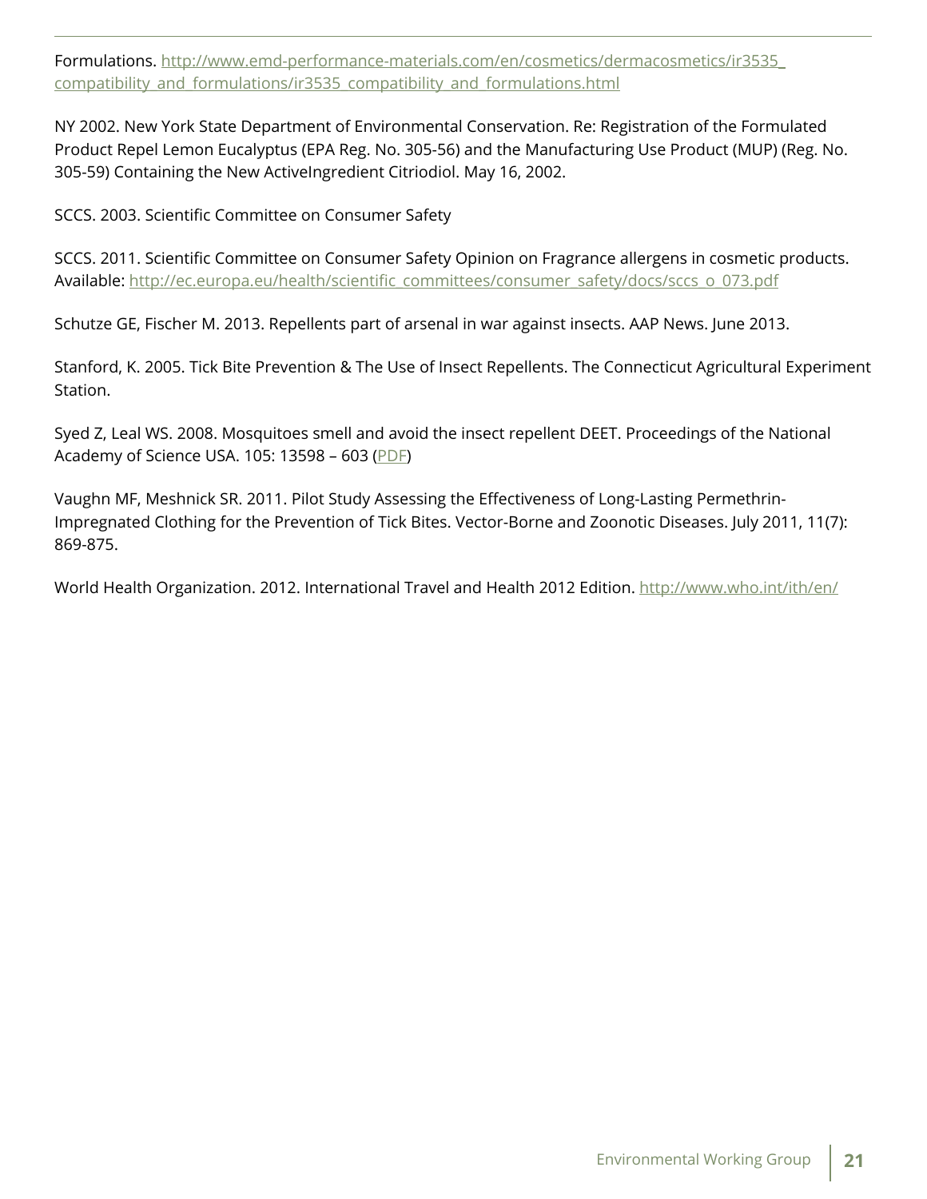Formulations. http://www.emd-performance-materials.com/en/cosmetics/dermacosmetics/ir3535_compatibility_and_formulations/ir3535_compatibility_and_formulations.html

NY 2002. New York State Department of Environmental Conservation. Re: Registration of the Formulated Product Repel Lemon Eucalyptus (EPA Reg. No. 305-56) and the Manufacturing Use Product (MUP) (Reg. No. 305-59) Containing the New ActiveIngredient Citriodiol. May 16, 2002.

SCCS. 2003. Scientific Committee on Consumer Safety

SCCS. 2011. Scientific Committee on Consumer Safety Opinion on Fragrance allergens in cosmetic products. Available: http://ec.europa.eu/health/scientific_committees/consumer_safety/docs/sccs_o_073.pdf

Schutze GE, Fischer M. 2013. Repellents part of arsenal in war against insects. AAP News. June 2013.

Stanford, K. 2005. Tick Bite Prevention & The Use of Insect Repellents. The Connecticut Agricultural Experiment Station.

Syed Z, Leal WS. 2008. Mosquitoes smell and avoid the insect repellent DEET. Proceedings of the National Academy of Science USA. 105: 13598 – 603 (PDF)

Vaughn MF, Meshnick SR. 2011. Pilot Study Assessing the Effectiveness of Long-Lasting Permethrin-Impregnated Clothing for the Prevention of Tick Bites. Vector-Borne and Zoonotic Diseases. July 2011, 11(7): 869-875.

World Health Organization. 2012. International Travel and Health 2012 Edition. http://www.who.int/ith/en/